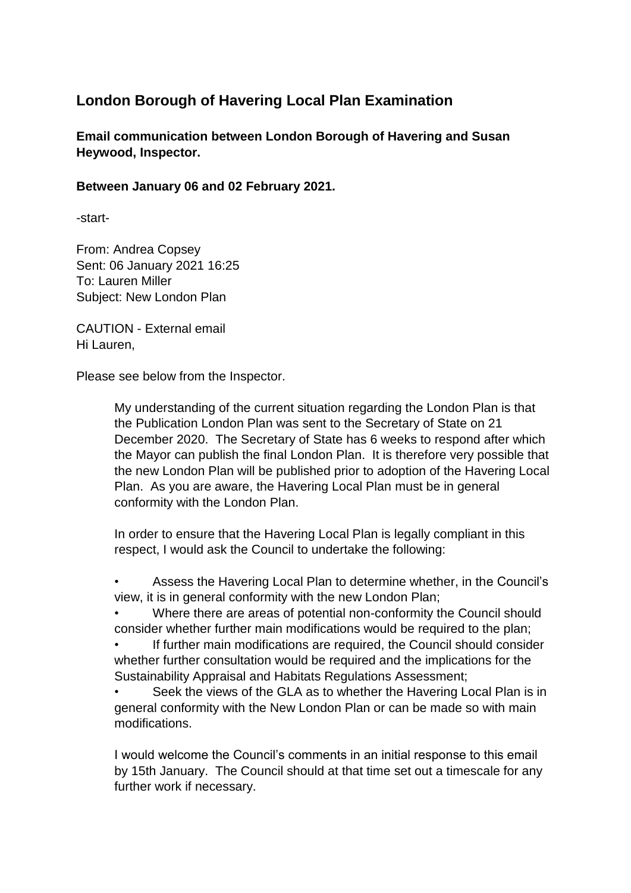## London Borough of Havering Local Plan Examination

**Email communication between London Borough of Havering and Susan Heywood, Inspector.**

**Between January 06 and 02 February 2021.**

-start-

From: Andrea Copsey
Sent: 06 January 2021 16:25
To: Lauren Miller
Subject: New London Plan

CAUTION - External email
Hi Lauren,

Please see below from the Inspector.

> My understanding of the current situation regarding the London Plan is that the Publication London Plan was sent to the Secretary of State on 21 December 2020. The Secretary of State has 6 weeks to respond after which the Mayor can publish the final London Plan. It is therefore very possible that the new London Plan will be published prior to adoption of the Havering Local Plan. As you are aware, the Havering Local Plan must be in general conformity with the London Plan.
>
> In order to ensure that the Havering Local Plan is legally compliant in this respect, I would ask the Council to undertake the following:
>
> - Assess the Havering Local Plan to determine whether, in the Council's view, it is in general conformity with the new London Plan;
> - Where there are areas of potential non-conformity the Council should consider whether further main modifications would be required to the plan;
> - If further main modifications are required, the Council should consider whether further consultation would be required and the implications for the Sustainability Appraisal and Habitats Regulations Assessment;
> - Seek the views of the GLA as to whether the Havering Local Plan is in general conformity with the New London Plan or can be made so with main modifications.
>
> I would welcome the Council's comments in an initial response to this email by 15th January. The Council should at that time set out a timescale for any further work if necessary.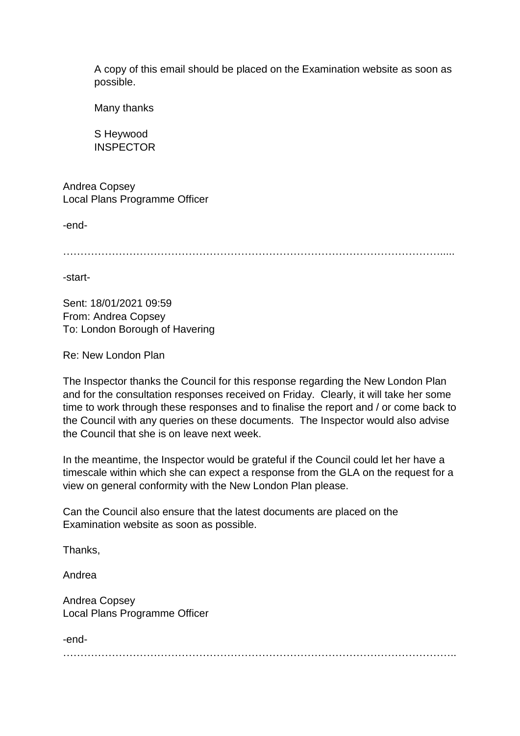A copy of this email should be placed on the Examination website as soon as possible.

Many thanks

S Heywood
INSPECTOR

Andrea Copsey
Local Plans Programme Officer

-end-

…………………………………………………………………………………………………..

-start-

Sent: 18/01/2021 09:59
From: Andrea Copsey
To: London Borough of Havering

Re: New London Plan

The Inspector thanks the Council for this response regarding the New London Plan and for the consultation responses received on Friday. Clearly, it will take her some time to work through these responses and to finalise the report and / or come back to the Council with any queries on these documents. The Inspector would also advise the Council that she is on leave next week.

In the meantime, the Inspector would be grateful if the Council could let her have a timescale within which she can expect a response from the GLA on the request for a view on general conformity with the New London Plan please.

Can the Council also ensure that the latest documents are placed on the Examination website as soon as possible.

Thanks,

Andrea

Andrea Copsey
Local Plans Programme Officer

-end-

………………………………………………………………………………………………..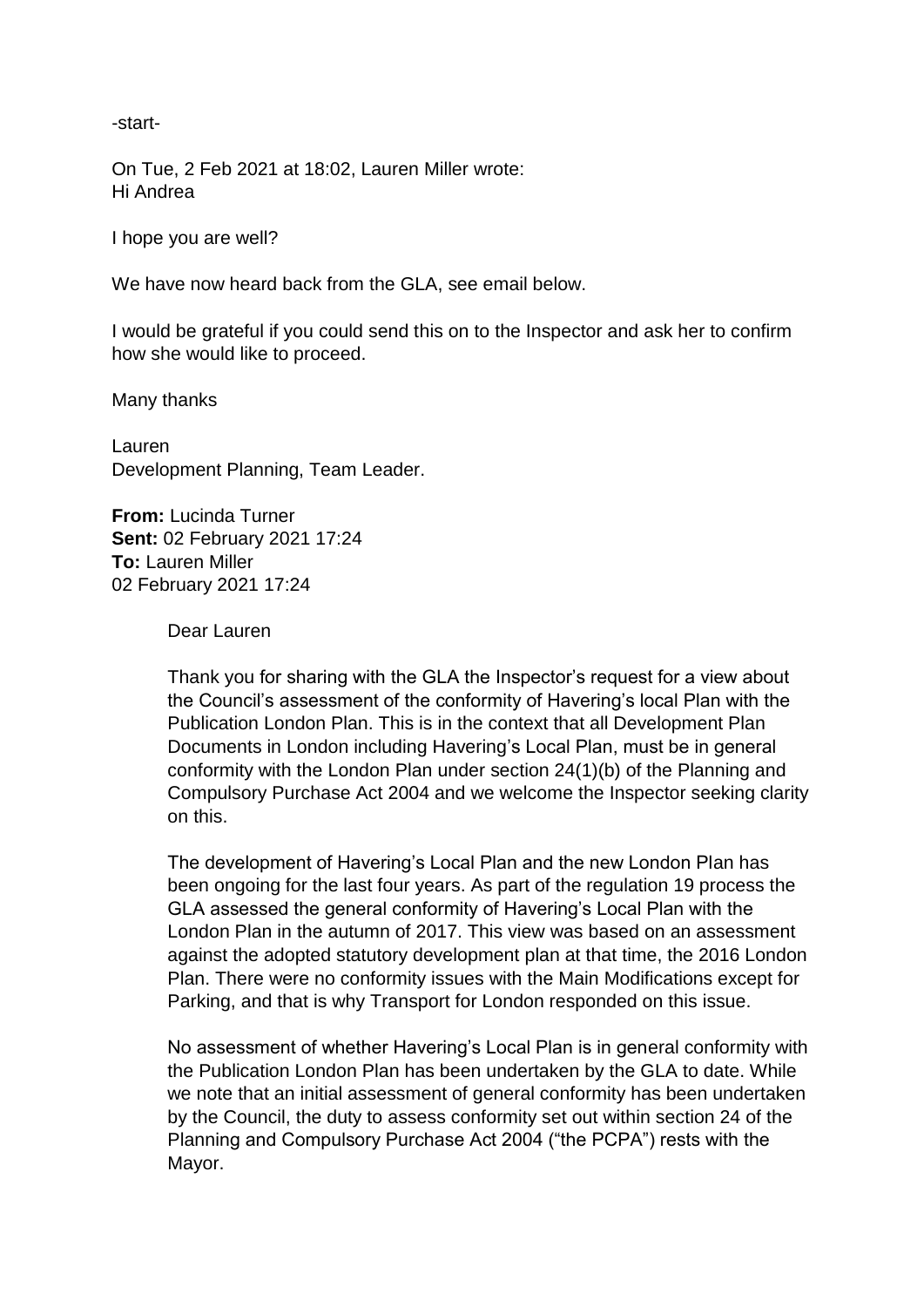-start-

On Tue, 2 Feb 2021 at 18:02, Lauren Miller wrote:
Hi Andrea

I hope you are well?

We have now heard back from the GLA, see email below.

I would be grateful if you could send this on to the Inspector and ask her to confirm how she would like to proceed.

Many thanks

Lauren
Development Planning, Team Leader.

**From:** Lucinda Turner
**Sent:** 02 February 2021 17:24
**To:** Lauren Miller
02 February 2021 17:24

Dear Lauren

Thank you for sharing with the GLA the Inspector's request for a view about the Council's assessment of the conformity of Havering's local Plan with the Publication London Plan. This is in the context that all Development Plan Documents in London including Havering's Local Plan, must be in general conformity with the London Plan under section 24(1)(b) of the Planning and Compulsory Purchase Act 2004 and we welcome the Inspector seeking clarity on this.

The development of Havering's Local Plan and the new London Plan has been ongoing for the last four years. As part of the regulation 19 process the GLA assessed the general conformity of Havering's Local Plan with the London Plan in the autumn of 2017. This view was based on an assessment against the adopted statutory development plan at that time, the 2016 London Plan. There were no conformity issues with the Main Modifications except for Parking, and that is why Transport for London responded on this issue.

No assessment of whether Havering's Local Plan is in general conformity with the Publication London Plan has been undertaken by the GLA to date. While we note that an initial assessment of general conformity has been undertaken by the Council, the duty to assess conformity set out within section 24 of the Planning and Compulsory Purchase Act 2004 ("the PCPA") rests with the Mayor.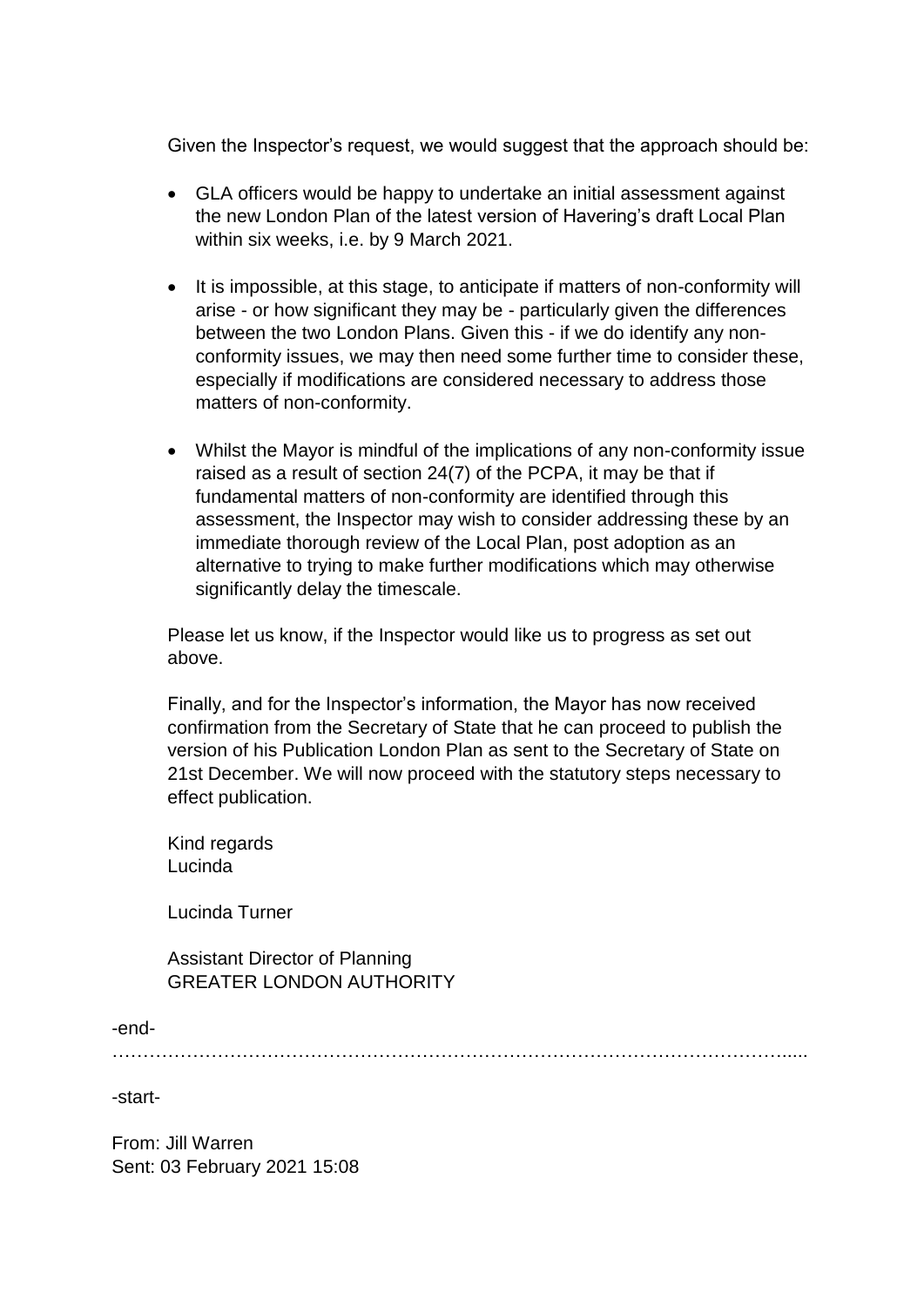Given the Inspector's request, we would suggest that the approach should be:

- GLA officers would be happy to undertake an initial assessment against the new London Plan of the latest version of Havering's draft Local Plan within six weeks, i.e. by 9 March 2021.
- It is impossible, at this stage, to anticipate if matters of non-conformity will arise - or how significant they may be - particularly given the differences between the two London Plans. Given this - if we do identify any non-conformity issues, we may then need some further time to consider these, especially if modifications are considered necessary to address those matters of non-conformity.
- Whilst the Mayor is mindful of the implications of any non-conformity issue raised as a result of section 24(7) of the PCPA, it may be that if fundamental matters of non-conformity are identified through this assessment, the Inspector may wish to consider addressing these by an immediate thorough review of the Local Plan, post adoption as an alternative to trying to make further modifications which may otherwise significantly delay the timescale.

Please let us know, if the Inspector would like us to progress as set out above.

Finally, and for the Inspector's information, the Mayor has now received confirmation from the Secretary of State that he can proceed to publish the version of his Publication London Plan as sent to the Secretary of State on 21st December. We will now proceed with the statutory steps necessary to effect publication.

Kind regards
Lucinda

Lucinda Turner

Assistant Director of Planning
GREATER LONDON AUTHORITY

-end-

…………………………………………………………………………………………………..

-start-

From: Jill Warren
Sent: 03 February 2021 15:08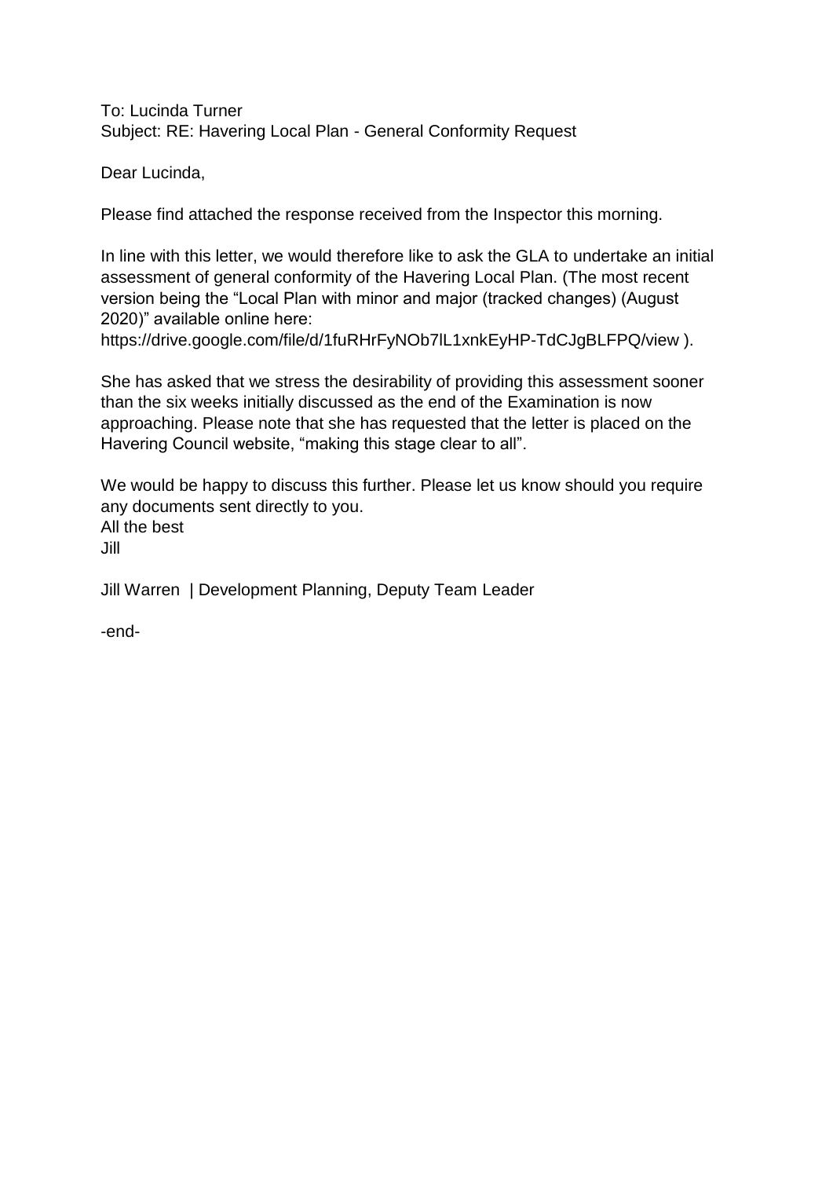To: Lucinda Turner
Subject: RE: Havering Local Plan - General Conformity Request

Dear Lucinda,

Please find attached the response received from the Inspector this morning.

In line with this letter, we would therefore like to ask the GLA to undertake an initial assessment of general conformity of the Havering Local Plan. (The most recent version being the "Local Plan with minor and major (tracked changes) (August 2020)" available online here:
https://drive.google.com/file/d/1fuRHrFyNOb7lL1xnkEyHP-TdCJgBLFPQ/view ).

She has asked that we stress the desirability of providing this assessment sooner than the six weeks initially discussed as the end of the Examination is now approaching. Please note that she has requested that the letter is placed on the Havering Council website, "making this stage clear to all".

We would be happy to discuss this further. Please let us know should you require any documents sent directly to you.
All the best
Jill

Jill Warren | Development Planning, Deputy Team Leader

-end-